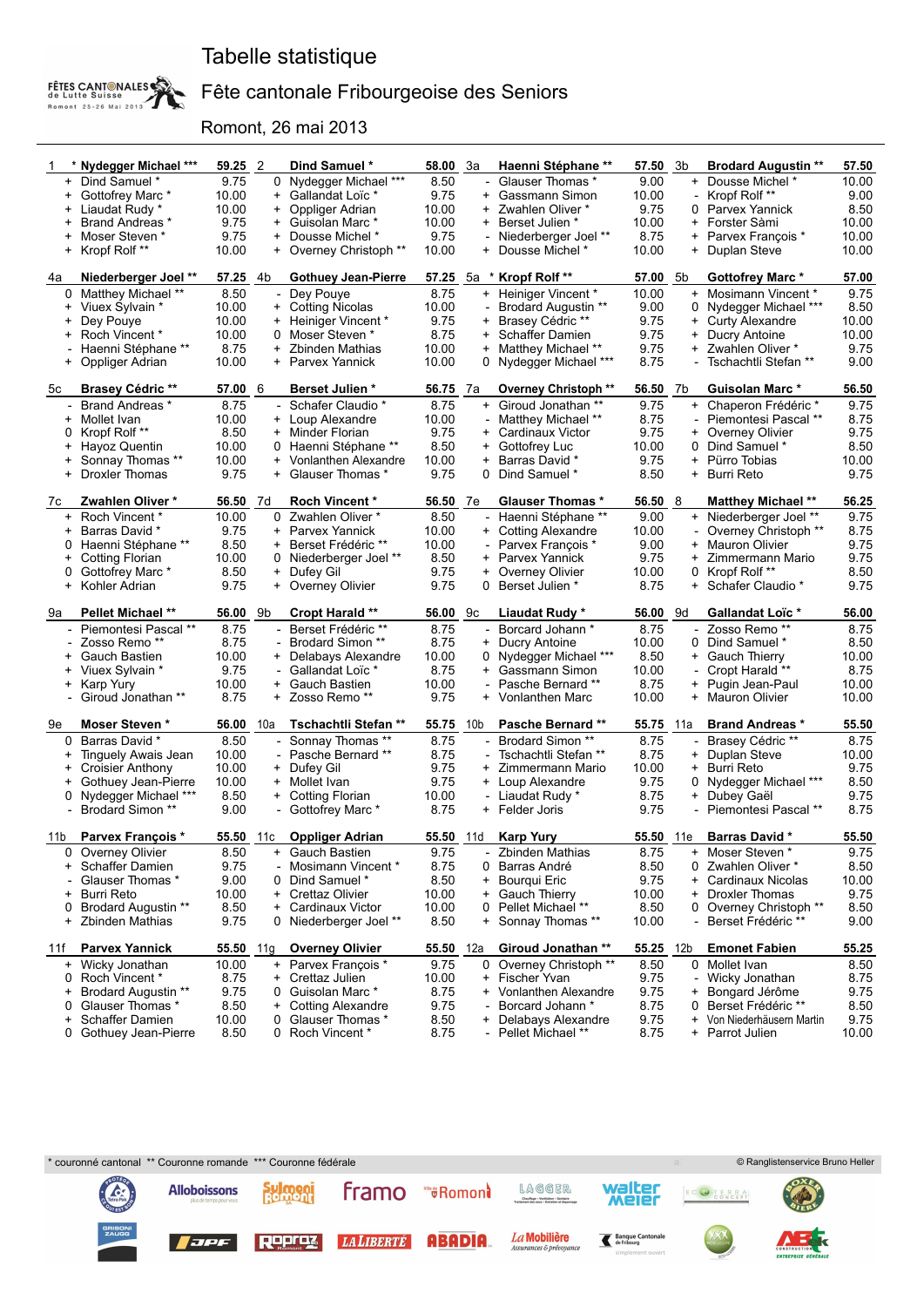# Tabelle statistique

## Fête cantonale Fribourgeoise des Seniors

Romont, 26 mai 2013

| Rang | Nom | Total |
|---|---|---|
| 1 | * Nydegger Michael *** | 59.25 |
| + | Dind Samuel * | 9.75 |
| + | Gottofrey Marc * | 10.00 |
| + | Liaudat Rudy * | 10.00 |
| + | Brand Andreas * | 9.75 |
| + | Moser Steven * | 9.75 |
| + | Kropf Rolf ** | 10.00 |

| Rang | Nom | Total |
|---|---|---|
| 2 | Dind Samuel * | 58.00 |
| 0 | Nydegger Michael *** | 8.50 |
| + | Gallandat Loïc * | 9.75 |
| + | Oppliger Adrian | 10.00 |
| + | Guisolan Marc * | 10.00 |
| + | Dousse Michel * | 9.75 |
| + | Overney Christoph ** | 10.00 |

| Rang | Nom | Total |
|---|---|---|
| 3a | Haenni Stéphane ** | 57.50 |
| - | Glauser Thomas * | 9.00 |
| + | Gassmann Simon | 10.00 |
| + | Zwahlen Oliver * | 9.75 |
| + | Berset Julien * | 10.00 |
| - | Niederberger Joel ** | 8.75 |
| + | Dousse Michel * | 10.00 |

| Rang | Nom | Total |
|---|---|---|
| 3b | Brodard Augustin ** | 57.50 |
| + | Dousse Michel * | 10.00 |
| - | Kropf Rolf ** | 9.00 |
| 0 | Parvex Yannick | 8.50 |
| + | Forster Sàmi | 10.00 |
| + | Parvex François * | 10.00 |
| + | Duplan Steve | 10.00 |

| Rang | Nom | Total |
|---|---|---|
| 4a | Niederberger Joel ** | 57.25 |
| 0 | Matthey Michael ** | 8.50 |
| + | Viuex Sylvain * | 10.00 |
| + | Dey Pouye | 10.00 |
| + | Roch Vincent * | 10.00 |
| - | Haenni Stéphane ** | 8.75 |
| + | Oppliger Adrian | 10.00 |

| Rang | Nom | Total |
|---|---|---|
| 4b | Gothuey Jean-Pierre | 57.25 |
| - | Dey Pouye | 8.75 |
| + | Cotting Nicolas | 10.00 |
| + | Heiniger Vincent * | 9.75 |
| 0 | Moser Steven * | 8.75 |
| + | Zbinden Mathias | 10.00 |
| + | Parvex Yannick | 10.00 |

| Rang | Nom | Total |
|---|---|---|
| 5a | * Kropf Rolf ** | 57.00 |
| + | Heiniger Vincent * | 10.00 |
| - | Brodard Augustin ** | 9.00 |
| + | Brasey Cédric ** | 9.75 |
| + | Schaffer Damien | 9.75 |
| + | Matthey Michael ** | 9.75 |
| 0 | Nydegger Michael *** | 8.75 |

| Rang | Nom | Total |
|---|---|---|
| 5b | Gottofrey Marc * | 57.00 |
| + | Mosimann Vincent * | 9.75 |
| 0 | Nydegger Michael *** | 8.50 |
| + | Curty Alexandre | 10.00 |
| + | Ducry Antoine | 10.00 |
| + | Zwahlen Oliver * | 9.75 |
| - | Tschachtli Stefan ** | 9.00 |

| Rang | Nom | Total |
|---|---|---|
| 5c | Brasey Cédric ** | 57.00 |
| - | Brand Andreas * | 8.75 |
| + | Mollet Ivan | 10.00 |
| 0 | Kropf Rolf ** | 8.50 |
| + | Hayoz Quentin | 10.00 |
| + | Sonnay Thomas ** | 10.00 |
| + | Droxler Thomas | 9.75 |

| Rang | Nom | Total |
|---|---|---|
| 6 | Berset Julien * | 56.75 |
| - | Schafer Claudio * | 8.75 |
| + | Loup Alexandre | 10.00 |
| + | Minder Florian | 9.75 |
| 0 | Haenni Stéphane ** | 8.50 |
| + | Vonlanthen Alexandre | 10.00 |
| + | Glauser Thomas * | 9.75 |

| Rang | Nom | Total |
|---|---|---|
| 7a | Overney Christoph ** | 56.50 |
| + | Giroud Jonathan ** | 9.75 |
| - | Matthey Michael ** | 8.75 |
| + | Cardinaux Victor | 9.75 |
| + | Gottofrey Luc | 10.00 |
| + | Barras David * | 9.75 |
| 0 | Dind Samuel * | 8.50 |

| Rang | Nom | Total |
|---|---|---|
| 7b | Guisolan Marc * | 56.50 |
| + | Chaperon Frédéric * | 9.75 |
| - | Piemontesi Pascal ** | 8.75 |
| + | Overney Olivier | 9.75 |
| 0 | Dind Samuel * | 8.50 |
| + | Pürro Tobias | 10.00 |
| + | Burri Reto | 9.75 |

| Rang | Nom | Total |
|---|---|---|
| 7c | Zwahlen Oliver * | 56.50 |
| + | Roch Vincent * | 10.00 |
| + | Barras David * | 9.75 |
| 0 | Haenni Stéphane ** | 8.50 |
| + | Cotting Florian | 10.00 |
| 0 | Gottofrey Marc * | 8.50 |
| + | Kohler Adrian | 9.75 |

| Rang | Nom | Total |
|---|---|---|
| 7d | Roch Vincent * | 56.50 |
| 0 | Zwahlen Oliver * | 8.50 |
| + | Parvex Yannick | 10.00 |
| + | Berset Frédéric ** | 10.00 |
| 0 | Niederberger Joel ** | 8.50 |
| + | Dufey Gil | 9.75 |
| + | Overney Olivier | 9.75 |

| Rang | Nom | Total |
|---|---|---|
| 7e | Glauser Thomas * | 56.50 |
| + | Haenni Stéphane ** | 9.00 |
| + | Cotting Alexandre | 10.00 |
| - | Parvex François * | 9.00 |
| + | Parvex Yannick | 9.75 |
| + | Overney Olivier | 10.00 |
| 0 | Berset Julien * | 8.75 |

| Rang | Nom | Total |
|---|---|---|
| 8 | Matthey Michael ** | 56.25 |
| + | Niederberger Joel ** | 9.75 |
| - | Overney Christoph ** | 8.75 |
| + | Mauron Olivier | 9.75 |
| + | Zimmermann Mario | 9.75 |
| 0 | Kropf Rolf ** | 8.50 |
| + | Schafer Claudio * | 9.75 |

| Rang | Nom | Total |
|---|---|---|
| 9a | Pellet Michael ** | 56.00 |
| - | Piemontesi Pascal ** | 8.75 |
| - | Zosso Remo ** | 8.75 |
| + | Gauch Bastien | 10.00 |
| + | Viuex Sylvain * | 9.75 |
| + | Karp Yury | 10.00 |
| - | Giroud Jonathan ** | 8.75 |

| Rang | Nom | Total |
|---|---|---|
| 9b | Cropt Harald ** | 56.00 |
| - | Berset Frédéric ** | 8.75 |
| - | Brodard Simon ** | 8.75 |
| + | Delabays Alexandre | 10.00 |
| - | Gallandat Loïc * | 8.75 |
| + | Gauch Bastien | 10.00 |
| + | Zosso Remo ** | 9.75 |

| Rang | Nom | Total |
|---|---|---|
| 9c | Liaudat Rudy * | 56.00 |
| - | Borcard Johann * | 8.75 |
| + | Ducry Antoine | 10.00 |
| 0 | Nydegger Michael *** | 8.50 |
| + | Gassmann Simon | 10.00 |
| - | Pasche Bernard ** | 8.75 |
| + | Vonlanthen Marc | 10.00 |

| Rang | Nom | Total |
|---|---|---|
| 9d | Gallandat Loïc * | 56.00 |
| - | Zosso Remo ** | 8.75 |
| 0 | Dind Samuel * | 8.50 |
| + | Gauch Thierry | 10.00 |
| - | Cropt Harald ** | 8.75 |
| + | Pugin Jean-Paul | 10.00 |
| + | Mauron Olivier | 10.00 |

| Rang | Nom | Total |
|---|---|---|
| 9e | Moser Steven * | 56.00 |
| 0 | Barras David * | 8.50 |
| + | Tinguely Awais Jean | 10.00 |
| + | Croisier Anthony | 10.00 |
| + | Gothuey Jean-Pierre | 10.00 |
| 0 | Nydegger Michael *** | 8.50 |
| - | Brodard Simon ** | 9.00 |

| Rang | Nom | Total |
|---|---|---|
| 10a | Tschachtli Stefan ** | 55.75 |
| - | Sonnay Thomas ** | 8.75 |
| - | Pasche Bernard ** | 8.75 |
| + | Dufey Gil | 9.75 |
| + | Mollet Ivan | 9.75 |
| + | Cotting Florian | 10.00 |
| - | Gottofrey Marc * | 8.75 |

| Rang | Nom | Total |
|---|---|---|
| 10b | Pasche Bernard ** | 55.75 |
| - | Brodard Simon ** | 8.75 |
| - | Tschachtli Stefan ** | 8.75 |
| + | Zimmermann Mario | 10.00 |
| + | Loup Alexandre | 9.75 |
| - | Liaudat Rudy * | 8.75 |
| + | Felder Joris | 9.75 |

| Rang | Nom | Total |
|---|---|---|
| 11a | Brand Andreas * | 55.50 |
| - | Brasey Cédric ** | 8.75 |
| + | Duplan Steve | 10.00 |
| + | Burri Reto | 9.75 |
| 0 | Nydegger Michael *** | 8.50 |
| + | Dubey Gaël | 9.75 |
| - | Piemontesi Pascal ** | 8.75 |

| Rang | Nom | Total |
|---|---|---|
| 11b | Parvex François * | 55.50 |
| 0 | Overney Olivier | 8.50 |
| + | Schaffer Damien | 9.75 |
| - | Glauser Thomas * | 9.00 |
| + | Burri Reto | 10.00 |
| 0 | Brodard Augustin ** | 8.50 |
| + | Zbinden Mathias | 9.75 |

| Rang | Nom | Total |
|---|---|---|
| 11c | Oppliger Adrian | 55.50 |
| + | Gauch Bastien | 9.75 |
| - | Mosimann Vincent * | 8.75 |
| 0 | Dind Samuel * | 8.50 |
| + | Crettaz Olivier | 10.00 |
| + | Cardinaux Victor | 10.00 |
| 0 | Niederberger Joel ** | 8.50 |

| Rang | Nom | Total |
|---|---|---|
| 11d | Karp Yury | 55.50 |
| - | Zbinden Mathias | 8.75 |
| 0 | Barras André | 8.50 |
| + | Bourqui Eric | 9.75 |
| + | Gauch Thierry | 10.00 |
| 0 | Pellet Michael ** | 8.50 |
| + | Sonnay Thomas ** | 10.00 |

| Rang | Nom | Total |
|---|---|---|
| 11e | Barras David * | 55.50 |
| + | Moser Steven * | 9.75 |
| 0 | Zwahlen Oliver * | 8.50 |
| + | Cardinaux Nicolas | 10.00 |
| + | Droxler Thomas | 9.75 |
| 0 | Overney Christoph ** | 8.50 |
| - | Berset Frédéric ** | 9.00 |

| Rang | Nom | Total |
|---|---|---|
| 11f | Parvex Yannick | 55.50 |
| + | Wicky Jonathan | 10.00 |
| 0 | Roch Vincent * | 8.75 |
| + | Brodard Augustin ** | 9.75 |
| 0 | Glauser Thomas * | 8.50 |
| + | Schaffer Damien | 10.00 |
| 0 | Gothuey Jean-Pierre | 8.50 |

| Rang | Nom | Total |
|---|---|---|
| 11g | Overney Olivier | 55.50 |
| + | Parvex François * | 9.75 |
| + | Crettaz Julien | 10.00 |
| 0 | Guisolan Marc * | 8.75 |
| + | Cotting Alexandre | 9.75 |
| 0 | Glauser Thomas * | 8.50 |
| 0 | Roch Vincent * | 8.75 |

| Rang | Nom | Total |
|---|---|---|
| 12a | Giroud Jonathan ** | 55.25 |
| 0 | Overney Christoph ** | 8.50 |
| + | Fischer Yvan | 9.75 |
| + | Vonlanthen Alexandre | 9.75 |
| - | Borcard Johann * | 8.75 |
| + | Delabays Alexandre | 9.75 |
| - | Pellet Michael ** | 8.75 |

| Rang | Nom | Total |
|---|---|---|
| 12b | Emonet Fabien | 55.25 |
| 0 | Mollet Ivan | 8.50 |
| - | Wicky Jonathan | 8.75 |
| + | Bongard Jérôme | 9.75 |
| 0 | Berset Frédéric ** | 8.50 |
| + | Von Niederhäusern Martin | 9.75 |
| + | Parrot Julien | 10.00 |

\* couronné cantonal ** Couronne romande *** Couronne fédérale

© Ranglistenservice Bruno Heller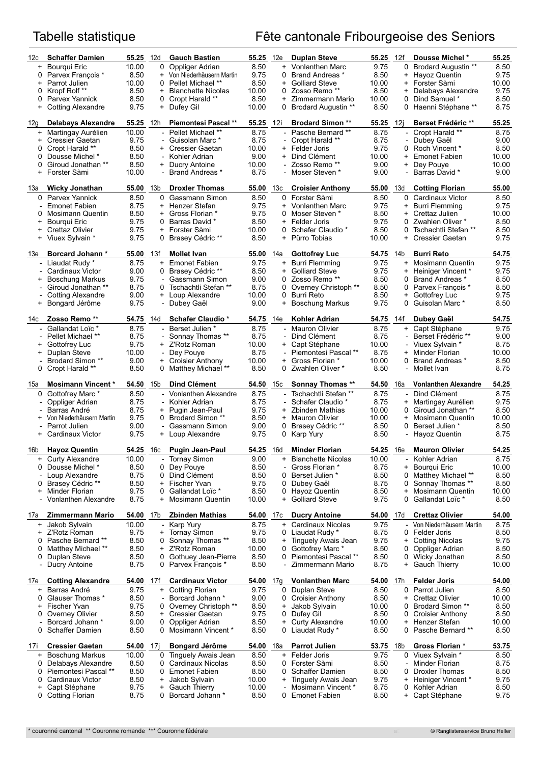# Tabelle statistique

# Fête cantonale Fribourgeoise des Seniors

| Rang | Nom / Adversaires | Points |
|---|---|---|
| **12c** | **Schaffer Damien** | **55.25** |
| + | Bourqui Eric | 10.00 |
| 0 | Parvex François * | 8.50 |
| + | Parrot Julien | 10.00 |
| 0 | Kropf Rolf ** | 8.50 |
| 0 | Parvex Yannick | 8.50 |
| + | Cotting Alexandre | 9.75 |
| **12d** | **Gauch Bastien** | **55.25** |
| 0 | Oppliger Adrian | 8.50 |
| + | Von Niederhäusern Martin | 9.75 |
| 0 | Pellet Michael ** | 8.50 |
| + | Blanchette Nicolas | 10.00 |
| 0 | Cropt Harald ** | 8.50 |
| + | Dufey Gil | 10.00 |
| **12e** | **Duplan Steve** | **55.25** |
| + | Vonlanthen Marc | 9.75 |
| 0 | Brand Andreas * | 8.50 |
| + | Golliard Steve | 10.00 |
| 0 | Zosso Remo ** | 8.50 |
| + | Zimmermann Mario | 10.00 |
| 0 | Brodard Augustin ** | 8.50 |
| **12f** | **Dousse Michel *** | **55.25** |
| 0 | Brodard Augustin ** | 8.50 |
| + | Hayoz Quentin | 9.75 |
| + | Forster Sàmi | 10.00 |
| + | Delabays Alexandre | 9.75 |
| 0 | Dind Samuel * | 8.50 |
| 0 | Haenni Stéphane ** | 8.75 |
| **12g** | **Delabays Alexandre** | **55.25** |
| + | Martingay Aurélien | 10.00 |
| + | Cressier Gaetan | 9.75 |
| 0 | Cropt Harald ** | 8.50 |
| 0 | Dousse Michel * | 8.50 |
| 0 | Giroud Jonathan ** | 8.50 |
| + | Forster Sàmi | 10.00 |
| **12h** | **Piemontesi Pascal **** | **55.25** |
| - | Pellet Michael ** | 8.75 |
| - | Guisolan Marc * | 8.75 |
| + | Cressier Gaetan | 10.00 |
| - | Kohler Adrian | 9.00 |
| + | Ducry Antoine | 10.00 |
| - | Brand Andreas * | 8.75 |
| **12i** | **Brodard Simon **** | **55.25** |
| - | Pasche Bernard ** | 8.75 |
| - | Cropt Harald ** | 8.75 |
| + | Felder Joris | 9.75 |
| + | Dind Clément | 10.00 |
| - | Zosso Remo ** | 9.00 |
| - | Moser Steven * | 9.00 |
| **12j** | **Berset Frédéric **** | **55.25** |
| - | Cropt Harald ** | 8.75 |
| - | Dubey Gaël | 9.00 |
| 0 | Roch Vincent * | 8.50 |
| + | Emonet Fabien | 10.00 |
| + | Dey Pouye | 10.00 |
| - | Barras David * | 9.00 |
| **13a** | **Wicky Jonathan** | **55.00** |
| 0 | Parvex Yannick | 8.50 |
| - | Emonet Fabien | 8.75 |
| 0 | Mosimann Quentin | 8.50 |
| + | Bourqui Eric | 9.75 |
| + | Crettaz Olivier | 9.75 |
| + | Viuex Sylvain * | 9.75 |
| **13b** | **Droxler Thomas** | **55.00** |
| 0 | Gassmann Simon | 8.50 |
| + | Henzer Stefan | 9.75 |
| + | Gross Florian * | 9.75 |
| 0 | Barras David * | 8.50 |
| + | Forster Sàmi | 10.00 |
| 0 | Brasey Cédric ** | 8.50 |
| **13c** | **Croisier Anthony** | **55.00** |
| 0 | Forster Sàmi | 8.50 |
| + | Vonlanthen Marc | 9.75 |
| 0 | Moser Steven * | 8.50 |
| + | Felder Joris | 9.75 |
| 0 | Schafer Claudio * | 8.50 |
| + | Pürro Tobias | 10.00 |
| **13d** | **Cotting Florian** | **55.00** |
| 0 | Cardinaux Victor | 8.50 |
| + | Burri Flemming | 9.75 |
| + | Crettaz Julien | 10.00 |
| 0 | Zwahlen Oliver * | 8.50 |
| 0 | Tschachtli Stefan ** | 8.50 |
| + | Cressier Gaetan | 9.75 |
| **13e** | **Borcard Johann *** | **55.00** |
| - | Liaudat Rudy * | 8.75 |
| - | Cardinaux Victor | 9.00 |
| + | Boschung Markus | 9.75 |
| - | Giroud Jonathan ** | 8.75 |
| - | Cotting Alexandre | 9.00 |
| + | Bongard Jérôme | 9.75 |
| **13f** | **Mollet Ivan** | **55.00** |
| + | Emonet Fabien | 9.75 |
| 0 | Brasey Cédric ** | 8.50 |
| - | Gassmann Simon | 9.00 |
| 0 | Tschachtli Stefan ** | 8.75 |
| + | Loup Alexandre | 10.00 |
| - | Dubey Gaël | 9.00 |
| **14a** | **Gottofrey Luc** | **54.75** |
| + | Burri Flemming | 9.75 |
| + | Golliard Steve | 9.75 |
| 0 | Zosso Remo ** | 8.50 |
| 0 | Overney Christoph ** | 8.50 |
| 0 | Burri Reto | 8.50 |
| + | Boschung Markus | 9.75 |
| **14b** | **Burri Reto** | **54.75** |
| + | Mosimann Quentin | 9.75 |
| + | Heiniger Vincent * | 9.75 |
| 0 | Brand Andreas * | 8.50 |
| 0 | Parvex François * | 8.50 |
| + | Gottofrey Luc | 9.75 |
| 0 | Guisolan Marc * | 8.50 |
| **14c** | **Zosso Remo **** | **54.75** |
| - | Gallandat Loïc * | 8.75 |
| - | Pellet Michael ** | 8.75 |
| + | Gottofrey Luc | 9.75 |
| + | Duplan Steve | 10.00 |
| - | Brodard Simon ** | 9.00 |
| 0 | Cropt Harald ** | 8.50 |
| **14d** | **Schafer Claudio *** | **54.75** |
| - | Berset Julien * | 8.75 |
| - | Sonnay Thomas ** | 8.75 |
| + | Z'Rotz Roman | 10.00 |
| - | Dey Pouye | 8.75 |
| + | Croisier Anthony | 10.00 |
| 0 | Matthey Michael ** | 8.50 |
| **14e** | **Kohler Adrian** | **54.75** |
| - | Mauron Olivier | 8.75 |
| - | Dind Clément | 8.75 |
| + | Capt Stéphane | 10.00 |
| - | Piemontesi Pascal ** | 8.75 |
| + | Gross Florian * | 10.00 |
| 0 | Zwahlen Oliver * | 8.50 |
| **14f** | **Dubey Gaël** | **54.75** |
| + | Capt Stéphane | 9.75 |
| - | Berset Frédéric ** | 9.00 |
| - | Viuex Sylvain * | 8.75 |
| + | Minder Florian | 10.00 |
| 0 | Brand Andreas * | 8.50 |
| - | Mollet Ivan | 8.75 |
| **15a** | **Mosimann Vincent *** | **54.50** |
| 0 | Gottofrey Marc * | 8.50 |
| - | Oppliger Adrian | 8.75 |
| - | Barras André | 8.75 |
| + | Von Niederhäusern Martin | 9.75 |
| - | Parrot Julien | 9.00 |
| + | Cardinaux Victor | 9.75 |
| **15b** | **Dind Clément** | **54.50** |
| - | Vonlanthen Alexandre | 8.75 |
| - | Kohler Adrian | 8.75 |
| + | Pugin Jean-Paul | 9.75 |
| 0 | Brodard Simon ** | 8.50 |
| - | Gassmann Simon | 9.00 |
| + | Loup Alexandre | 9.75 |
| **15c** | **Sonnay Thomas **** | **54.50** |
| - | Tschachtli Stefan ** | 8.75 |
| - | Schafer Claudio * | 8.75 |
| + | Zbinden Mathias | 10.00 |
| + | Mauron Olivier | 10.00 |
| 0 | Brasey Cédric ** | 8.50 |
| 0 | Karp Yury | 8.50 |
| **16a** | **Vonlanthen Alexandre** | **54.25** |
| - | Dind Clément | 8.75 |
| + | Martingay Aurélien | 9.75 |
| 0 | Giroud Jonathan ** | 8.50 |
| + | Mosimann Quentin | 10.00 |
| 0 | Berset Julien * | 8.50 |
| - | Hayoz Quentin | 8.75 |
| **16b** | **Hayoz Quentin** | **54.25** |
| + | Curty Alexandre | 10.00 |
| 0 | Dousse Michel * | 8.50 |
| - | Loup Alexandre | 8.75 |
| 0 | Brasey Cédric ** | 8.50 |
| + | Minder Florian | 9.75 |
| - | Vonlanthen Alexandre | 8.75 |
| **16c** | **Pugin Jean-Paul** | **54.25** |
| - | Tornay Simon | 9.00 |
| 0 | Dey Pouye | 8.50 |
| 0 | Dind Clément | 8.50 |
| + | Fischer Yvan | 9.75 |
| 0 | Gallandat Loïc * | 8.50 |
| + | Mosimann Quentin | 10.00 |
| **16d** | **Minder Florian** | **54.25** |
| + | Blanchette Nicolas | 10.00 |
| - | Gross Florian * | 8.75 |
| 0 | Berset Julien * | 8.50 |
| 0 | Dubey Gaël | 8.75 |
| 0 | Hayoz Quentin | 8.50 |
| + | Golliard Steve | 9.75 |
| **16e** | **Mauron Olivier** | **54.25** |
| - | Kohler Adrian | 8.75 |
| + | Bourqui Eric | 10.00 |
| 0 | Matthey Michael ** | 8.50 |
| 0 | Sonnay Thomas ** | 8.50 |
| + | Mosimann Quentin | 10.00 |
| 0 | Gallandat Loïc * | 8.50 |
| **17a** | **Zimmermann Mario** | **54.00** |
| + | Jakob Sylvain | 10.00 |
| + | Z'Rotz Roman | 9.75 |
| 0 | Pasche Bernard ** | 8.50 |
| 0 | Matthey Michael ** | 8.50 |
| 0 | Duplan Steve | 8.50 |
| - | Ducry Antoine | 8.75 |
| **17b** | **Zbinden Mathias** | **54.00** |
| - | Karp Yury | 8.75 |
| + | Tornay Simon | 9.75 |
| 0 | Sonnay Thomas ** | 8.50 |
| + | Z'Rotz Roman | 10.00 |
| 0 | Gothuey Jean-Pierre | 8.50 |
| 0 | Parvex François * | 8.50 |
| **17c** | **Ducry Antoine** | **54.00** |
| + | Cardinaux Nicolas | 9.75 |
| 0 | Liaudat Rudy * | 8.75 |
| + | Tinguely Awais Jean | 9.75 |
| 0 | Gottofrey Marc * | 8.50 |
| 0 | Piemontesi Pascal ** | 8.50 |
| - | Zimmermann Mario | 8.75 |
| **17d** | **Crettaz Olivier** | **54.00** |
| - | Von Niederhäusern Martin | 8.75 |
| 0 | Felder Joris | 8.50 |
| + | Cotting Nicolas | 9.75 |
| 0 | Oppliger Adrian | 8.50 |
| 0 | Wicky Jonathan | 8.50 |
| + | Gauch Thierry | 10.00 |
| **17e** | **Cotting Alexandre** | **54.00** |
| + | Barras André | 9.75 |
| 0 | Glauser Thomas * | 8.50 |
| + | Fischer Yvan | 9.75 |
| 0 | Overney Olivier | 8.50 |
| - | Borcard Johann * | 9.00 |
| 0 | Schaffer Damien | 8.50 |
| **17f** | **Cardinaux Victor** | **54.00** |
| + | Cotting Florian | 9.75 |
| - | Borcard Johann * | 9.00 |
| 0 | Overney Christoph ** | 8.50 |
| + | Cressier Gaetan | 9.75 |
| 0 | Oppliger Adrian | 8.50 |
| 0 | Mosimann Vincent * | 8.50 |
| **17g** | **Vonlanthen Marc** | **54.00** |
| 0 | Duplan Steve | 8.50 |
| 0 | Croisier Anthony | 8.50 |
| + | Jakob Sylvain | 10.00 |
| 0 | Dufey Gil | 8.50 |
| + | Curty Alexandre | 10.00 |
| 0 | Liaudat Rudy * | 8.50 |
| **17h** | **Felder Joris** | **54.00** |
| 0 | Parrot Julien | 8.50 |
| + | Crettaz Olivier | 10.00 |
| 0 | Brodard Simon ** | 8.50 |
| 0 | Croisier Anthony | 8.50 |
| + | Henzer Stefan | 10.00 |
| 0 | Pasche Bernard ** | 8.50 |
| **17i** | **Cressier Gaetan** | **54.00** |
| + | Boschung Markus | 10.00 |
| 0 | Delabays Alexandre | 8.50 |
| 0 | Piemontesi Pascal ** | 8.50 |
| 0 | Cardinaux Victor | 8.50 |
| + | Capt Stéphane | 9.75 |
| 0 | Cotting Florian | 8.75 |
| **17j** | **Bongard Jérôme** | **54.00** |
| 0 | Tinguely Awais Jean | 8.50 |
| 0 | Cardinaux Nicolas | 8.50 |
| 0 | Emonet Fabien | 8.50 |
| + | Jakob Sylvain | 10.00 |
| + | Gauch Thierry | 10.00 |
| 0 | Borcard Johann * | 8.50 |
| **18a** | **Parrot Julien** | **53.75** |
| + | Felder Joris | 9.75 |
| 0 | Forster Sàmi | 8.50 |
| 0 | Schaffer Damien | 8.50 |
| + | Tinguely Awais Jean | 9.75 |
| - | Mosimann Vincent * | 8.75 |
| 0 | Emonet Fabien | 8.50 |
| **18b** | **Gross Florian *** | **53.75** |
| 0 | Viuex Sylvain * | 8.50 |
| - | Minder Florian | 8.75 |
| 0 | Droxler Thomas | 8.50 |
| + | Heiniger Vincent * | 9.75 |
| 0 | Kohler Adrian | 8.50 |
| + | Capt Stéphane | 9.75 |

* couronné cantonal ** Couronne romande *** Couronne fédérale

© Ranglistenservice Bruno Heller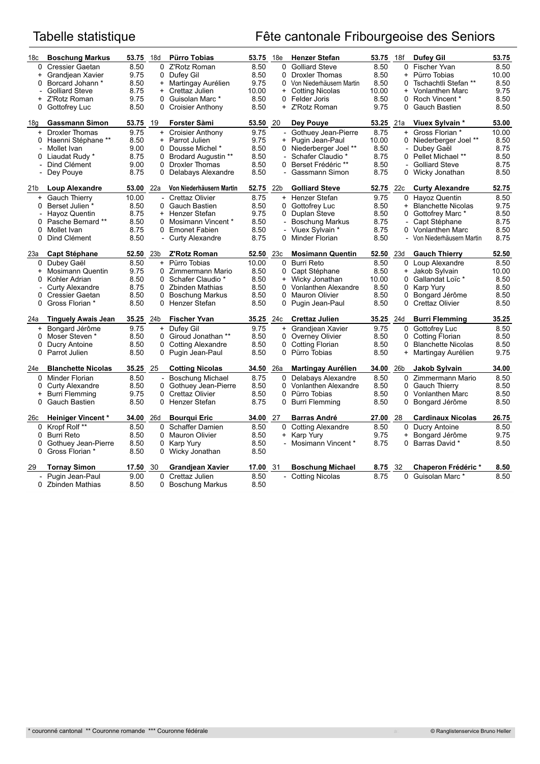# Tabelle statistique

# Fête cantonale Fribourgeoise des Seniors

### 18c Boschung Markus — 53.75

| | | |
|---|---|---|
| 0 | Cressier Gaetan | 8.50 |
| + | Grandjean Xavier | 9.75 |
| 0 | Borcard Johann * | 8.50 |
| - | Golliard Steve | 8.75 |
| + | Z'Rotz Roman | 9.75 |
| 0 | Gottofrey Luc | 8.50 |

### 18d Pürro Tobias — 53.75

| | | |
|---|---|---|
| 0 | Z'Rotz Roman | 8.50 |
| 0 | Dufey Gil | 8.50 |
| + | Martingay Aurélien | 9.75 |
| + | Crettaz Julien | 10.00 |
| 0 | Guisolan Marc * | 8.50 |
| 0 | Croisier Anthony | 8.50 |

### 18e Henzer Stefan — 53.75

| | | |
|---|---|---|
| 0 | Golliard Steve | 8.50 |
| 0 | Droxler Thomas | 8.50 |
| 0 | Von Niederhäusern Martin | 8.50 |
| + | Cotting Nicolas | 10.00 |
| 0 | Felder Joris | 8.50 |
| + | Z'Rotz Roman | 9.75 |

### 18f Dufey Gil — 53.75

| | | |
|---|---|---|
| 0 | Fischer Yvan | 8.50 |
| + | Pürro Tobias | 10.00 |
| 0 | Tschachtli Stefan ** | 8.50 |
| + | Vonlanthen Marc | 9.75 |
| 0 | Roch Vincent * | 8.50 |
| 0 | Gauch Bastien | 8.50 |

### 18g Gassmann Simon — 53.75

| | | |
|---|---|---|
| + | Droxler Thomas | 9.75 |
| 0 | Haenni Stéphane ** | 8.50 |
| - | Mollet Ivan | 9.00 |
| 0 | Liaudat Rudy * | 8.75 |
| - | Dind Clément | 9.00 |
| - | Dey Pouye | 8.75 |

### 19 Forster Sàmi — 53.50

| | | |
|---|---|---|
| + | Croisier Anthony | 9.75 |
| + | Parrot Julien | 9.75 |
| 0 | Dousse Michel * | 8.50 |
| 0 | Brodard Augustin ** | 8.50 |
| 0 | Droxler Thomas | 8.50 |
| 0 | Delabays Alexandre | 8.50 |

### 20 Dey Pouye — 53.25

| | | |
|---|---|---|
| - | Gothuey Jean-Pierre | 8.75 |
| + | Pugin Jean-Paul | 10.00 |
| 0 | Niederberger Joel ** | 8.50 |
| - | Schafer Claudio * | 8.75 |
| 0 | Berset Frédéric ** | 8.50 |
| - | Gassmann Simon | 8.75 |

### 21a Viuex Sylvain * — 53.00

| | | |
|---|---|---|
| + | Gross Florian * | 10.00 |
| 0 | Niederberger Joel ** | 8.50 |
| - | Dubey Gaël | 8.75 |
| 0 | Pellet Michael ** | 8.50 |
| - | Golliard Steve | 8.75 |
| 0 | Wicky Jonathan | 8.50 |

### 21b Loup Alexandre — 53.00

| | | |
|---|---|---|
| + | Gauch Thierry | 10.00 |
| 0 | Berset Julien * | 8.50 |
| - | Hayoz Quentin | 8.75 |
| 0 | Pasche Bernard ** | 8.50 |
| 0 | Mollet Ivan | 8.75 |
| 0 | Dind Clément | 8.50 |

### 22a Von Niederhäusern Martin — 52.75

| | | |
|---|---|---|
| - | Crettaz Olivier | 8.75 |
| 0 | Gauch Bastien | 8.50 |
| + | Henzer Stefan | 9.75 |
| 0 | Mosimann Vincent * | 8.50 |
| 0 | Emonet Fabien | 8.50 |
| - | Curty Alexandre | 8.75 |

### 22b Golliard Steve — 52.75

| | | |
|---|---|---|
| + | Henzer Stefan | 9.75 |
| 0 | Gottofrey Luc | 8.50 |
| 0 | Duplan Steve | 8.50 |
| - | Boschung Markus | 8.75 |
| - | Viuex Sylvain * | 8.75 |
| 0 | Minder Florian | 8.50 |

### 22c Curty Alexandre — 52.75

| | | |
|---|---|---|
| 0 | Hayoz Quentin | 8.50 |
| + | Blanchette Nicolas | 9.75 |
| 0 | Gottofrey Marc * | 8.50 |
| - | Capt Stéphane | 8.75 |
| 0 | Vonlanthen Marc | 8.50 |
| - | Von Niederhäusern Martin | 8.75 |

### 23a Capt Stéphane — 52.50

| | | |
|---|---|---|
| 0 | Dubey Gaël | 8.50 |
| + | Mosimann Quentin | 9.75 |
| 0 | Kohler Adrian | 8.50 |
| - | Curty Alexandre | 8.75 |
| 0 | Cressier Gaetan | 8.50 |
| 0 | Gross Florian * | 8.50 |

### 23b Z'Rotz Roman — 52.50

| | | |
|---|---|---|
| + | Pürro Tobias | 10.00 |
| 0 | Zimmermann Mario | 8.50 |
| 0 | Schafer Claudio * | 8.50 |
| 0 | Zbinden Mathias | 8.50 |
| 0 | Boschung Markus | 8.50 |
| 0 | Henzer Stefan | 8.50 |

### 23c Mosimann Quentin — 52.50

| | | |
|---|---|---|
| 0 | Burri Reto | 8.50 |
| 0 | Capt Stéphane | 8.50 |
| + | Wicky Jonathan | 10.00 |
| 0 | Vonlanthen Alexandre | 8.50 |
| 0 | Mauron Olivier | 8.50 |
| 0 | Pugin Jean-Paul | 8.50 |

### 23d Gauch Thierry — 52.50

| | | |
|---|---|---|
| 0 | Loup Alexandre | 8.50 |
| + | Jakob Sylvain | 10.00 |
| 0 | Gallandat Loïc * | 8.50 |
| 0 | Karp Yury | 8.50 |
| 0 | Bongard Jérôme | 8.50 |
| 0 | Crettaz Olivier | 8.50 |

### 24a Tinguely Awais Jean — 35.25

| | | |
|---|---|---|
| + | Bongard Jérôme | 9.75 |
| 0 | Moser Steven * | 8.50 |
| 0 | Ducry Antoine | 8.50 |
| 0 | Parrot Julien | 8.50 |

### 24b Fischer Yvan — 35.25

| | | |
|---|---|---|
| + | Dufey Gil | 9.75 |
| 0 | Giroud Jonathan ** | 8.50 |
| 0 | Cotting Alexandre | 8.50 |
| 0 | Pugin Jean-Paul | 8.50 |

### 24c Crettaz Julien — 35.25

| | | |
|---|---|---|
| + | Grandjean Xavier | 9.75 |
| 0 | Overney Olivier | 8.50 |
| 0 | Cotting Florian | 8.50 |
| 0 | Pürro Tobias | 8.50 |

### 24d Burri Flemming — 35.25

| | | |
|---|---|---|
| 0 | Gottofrey Luc | 8.50 |
| 0 | Cotting Florian | 8.50 |
| 0 | Blanchette Nicolas | 8.50 |
| + | Martingay Aurélien | 9.75 |

### 24e Blanchette Nicolas — 35.25

| | | |
|---|---|---|
| 0 | Minder Florian | 8.50 |
| 0 | Curty Alexandre | 8.50 |
| + | Burri Flemming | 9.75 |
| 0 | Gauch Bastien | 8.50 |

### 25 Cotting Nicolas — 34.50

| | | |
|---|---|---|
| - | Boschung Michael | 8.75 |
| 0 | Gothuey Jean-Pierre | 8.50 |
| 0 | Crettaz Olivier | 8.50 |
| 0 | Henzer Stefan | 8.75 |

### 26a Martingay Aurélien — 34.00

| | | |
|---|---|---|
| 0 | Delabays Alexandre | 8.50 |
| 0 | Vonlanthen Alexandre | 8.50 |
| 0 | Pürro Tobias | 8.50 |
| 0 | Burri Flemming | 8.50 |

### 26b Jakob Sylvain — 34.00

| | | |
|---|---|---|
| 0 | Zimmermann Mario | 8.50 |
| 0 | Gauch Thierry | 8.50 |
| 0 | Vonlanthen Marc | 8.50 |
| 0 | Bongard Jérôme | 8.50 |

### 26c Heiniger Vincent * — 34.00

| | | |
|---|---|---|
| 0 | Kropf Rolf ** | 8.50 |
| 0 | Burri Reto | 8.50 |
| 0 | Gothuey Jean-Pierre | 8.50 |
| 0 | Gross Florian * | 8.50 |

### 26d Bourqui Eric — 34.00

| | | |
|---|---|---|
| 0 | Schaffer Damien | 8.50 |
| 0 | Mauron Olivier | 8.50 |
| 0 | Karp Yury | 8.50 |
| 0 | Wicky Jonathan | 8.50 |

### 27 Barras André — 27.00

| | | |
|---|---|---|
| 0 | Cotting Alexandre | 8.50 |
| + | Karp Yury | 9.75 |
| - | Mosimann Vincent * | 8.75 |

### 28 Cardinaux Nicolas — 26.75

| | | |
|---|---|---|
| 0 | Ducry Antoine | 8.50 |
| + | Bongard Jérôme | 9.75 |
| 0 | Barras David * | 8.50 |

### 29 Tornay Simon — 17.50

| | | |
|---|---|---|
| - | Pugin Jean-Paul | 9.00 |
| 0 | Zbinden Mathias | 8.50 |

### 30 Grandjean Xavier — 17.00

| | | |
|---|---|---|
| 0 | Crettaz Julien | 8.50 |
| 0 | Boschung Markus | 8.50 |

### 31 Boschung Michael — 8.75

| | | |
|---|---|---|
| - | Cotting Nicolas | 8.75 |

### 32 Chaperon Frédéric * — 8.50

| | | |
|---|---|---|
| 0 | Guisolan Marc * | 8.50 |

\* couronné cantonal ** Couronne romande *** Couronne fédérale

© Ranglistenservice Bruno Heller